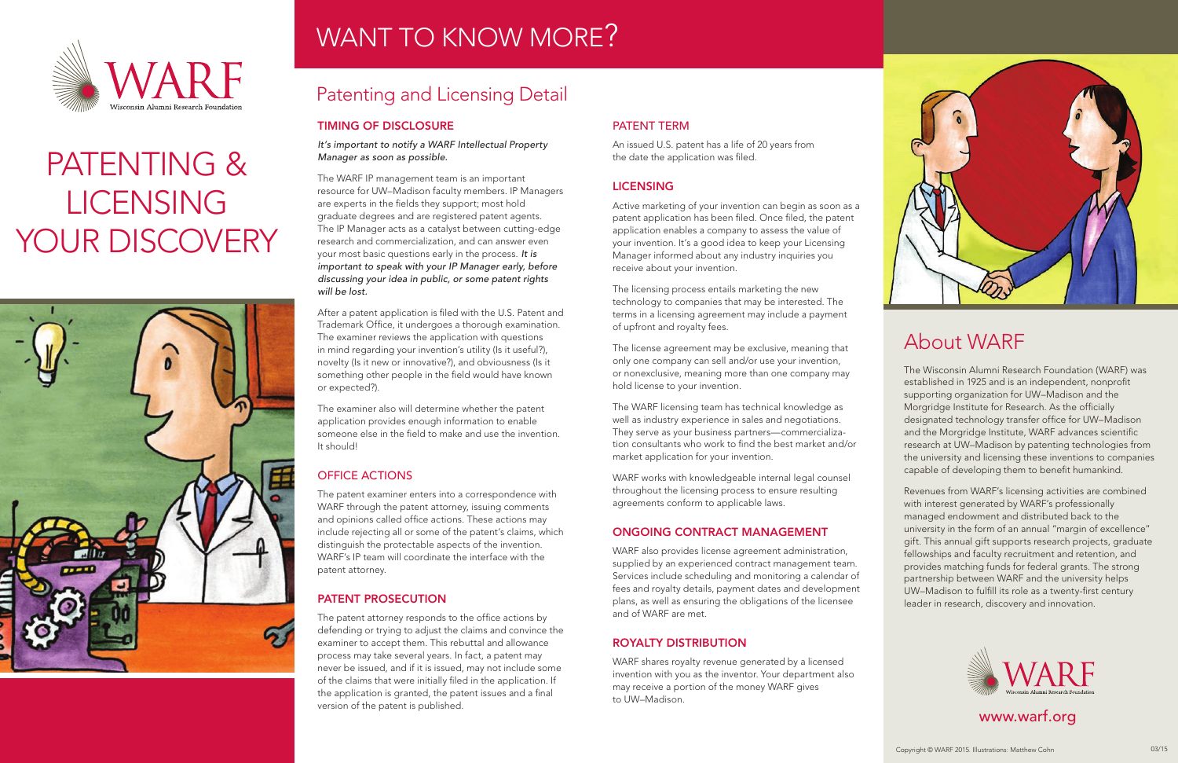# PATENTING & LICENSING YOUR DISCOVERY

# WANT TO KNOW MORE?

## Patenting and Licensing Detail

### TIMING OF DISCLOSURE

*It's important to notify a WARF Intellectual Property Manager as soon as possible.*

The WARF IP management team is an important resource for UW–Madison faculty members. IP Managers are experts in the fields they support; most hold graduate degrees and are registered patent agents. The IP Manager acts as a catalyst between cutting-edge research and commercialization, and can answer even your most basic questions early in the process. *It is important to speak with your IP Manager early, before discussing your idea in public, or some patent rights will be lost.*

After a patent application is filed with the U.S. Patent and Trademark Office, it undergoes a thorough examination. The examiner reviews the application with questions in mind regarding your invention's utility (Is it useful?), novelty (Is it new or innovative?), and obviousness (Is it something other people in the field would have known or expected?).

The examiner also will determine whether the patent application provides enough information to enable someone else in the field to make and use the invention. It should!

### OFFICE ACTIONS

The patent examiner enters into a correspondence with WARF through the patent attorney, issuing comments and opinions called office actions. These actions may include rejecting all or some of the patent's claims, which distinguish the protectable aspects of the invention. WARF's IP team will coordinate the interface with the patent attorney.

### PATENT PROSECUTION

The patent attorney responds to the office actions by defending or trying to adjust the claims and convince the examiner to accept them. This rebuttal and allowance process may take several years. In fact, a patent may never be issued, and if it is issued, may not include some of the claims that were initially filed in the application. If the application is granted, the patent issues and a final version of the patent is published.

### PATENT TERM

An issued U.S. patent has a life of 20 years from the date the application was filed.

### LICENSING

Active marketing of your invention can begin as soon as a patent application has been filed. Once filed, the patent application enables a company to assess the value of your invention. It's a good idea to keep your Licensing Manager informed about any industry inquiries you receive about your invention.

The licensing process entails marketing the new technology to companies that may be interested. The terms in a licensing agreement may include a payment of upfront and royalty fees.

The license agreement may be exclusive, meaning that only one company can sell and/or use your invention, or nonexclusive, meaning more than one company may hold license to your invention.

The WARF licensing team has technical knowledge as well as industry experience in sales and negotiations. They serve as your business partners—commercialization consultants who work to find the best market and/or market application for your invention.

WARF works with knowledgeable internal legal counsel throughout the licensing process to ensure resulting agreements conform to applicable laws.

### ONGOING CONTRACT MANAGEMENT

WARF also provides license agreement administration, supplied by an experienced contract management team. Services include scheduling and monitoring a calendar of fees and royalty details, payment dates and development plans, as well as ensuring the obligations of the licensee and of WARF are met.

### ROYALTY DISTRIBUTION

WARF shares royalty revenue generated by a licensed invention with you as the inventor. Your department also may receive a portion of the money WARF gives to UW–Madison.

## About WARF

The Wisconsin Alumni Research Foundation (WARF) was established in 1925 and is an independent, nonprofit supporting organization for UW–Madison and the Morgridge Institute for Research. As the officially designated technology transfer office for UW–Madison and the Morgridge Institute, WARF advances scientific research at UW–Madison by patenting technologies from the university and licensing these inventions to companies capable of developing them to benefit humankind.

Revenues from WARF's licensing activities are combined with interest generated by WARF's professionally managed endowment and distributed back to the university in the form of an annual "margin of excellence" gift. This annual gift supports research projects, graduate fellowships and faculty recruitment and retention, and provides matching funds for federal grants. The strong partnership between WARF and the university helps UW–Madison to fulfill its role as a twenty-first century leader in research, discovery and innovation.

WARF
Wisconsin Alumni Research Foundation

www.warf.org

Copyright © WARF 2015. Illustrations: Matthew Cohn 03/15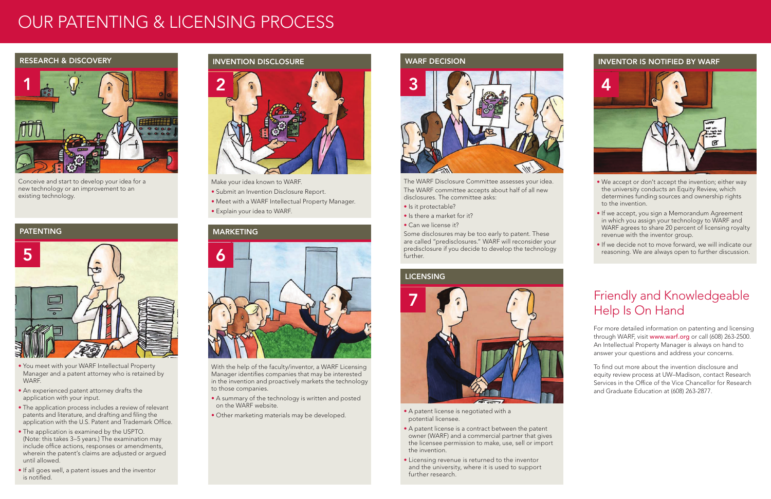# OUR PATENTING & LICENSING PROCESS

## RESEARCH & DISCOVERY

1

Conceive and start to develop your idea for a new technology or an improvement to an existing technology.

## INVENTION DISCLOSURE

2

Make your idea known to WARF.

- Submit an Invention Disclosure Report.
- Meet with a WARF Intellectual Property Manager.
- Explain your idea to WARF.

## WARF DECISION

3

The WARF Disclosure Committee assesses your idea. The WARF committee accepts about half of all new disclosures. The committee asks:

- Is it protectable?
- Is there a market for it?
- Can we license it?

Some disclosures may be too early to patent. These are called "predisclosures." WARF will reconsider your predisclosure if you decide to develop the technology further.

## INVENTOR IS NOTIFIED BY WARF

4

- We accept or don't accept the invention; either way the university conducts an Equity Review, which determines funding sources and ownership rights to the invention.
- If we accept, you sign a Memorandum Agreement in which you assign your technology to WARF and WARF agrees to share 20 percent of licensing royalty revenue with the inventor group.
- If we decide not to move forward, we will indicate our reasoning. We are always open to further discussion.

## PATENTING

5

- You meet with your WARF Intellectual Property Manager and a patent attorney who is retained by WARF.
- An experienced patent attorney drafts the application with your input.
- The application process includes a review of relevant patents and literature, and drafting and filing the application with the U.S. Patent and Trademark Office.
- The application is examined by the USPTO. (Note: this takes 3–5 years.) The examination may include office actions, responses or amendments, wherein the patent's claims are adjusted or argued until allowed.
- If all goes well, a patent issues and the inventor is notified.

## MARKETING

6

With the help of the faculty/inventor, a WARF Licensing Manager identifies companies that may be interested in the invention and proactively markets the technology to those companies.

- A summary of the technology is written and posted on the WARF website.
- Other marketing materials may be developed.

## LICENSING

7

- A patent license is negotiated with a potential licensee.
- A patent license is a contract between the patent owner (WARF) and a commercial partner that gives the licensee permission to make, use, sell or import the invention.
- Licensing revenue is returned to the inventor and the university, where it is used to support further research.

## Friendly and Knowledgeable Help Is On Hand

For more detailed information on patenting and licensing through WARF, visit www.warf.org or call (608) 263-2500. An Intellectual Property Manager is always on hand to answer your questions and address your concerns.

To find out more about the invention disclosure and equity review process at UW–Madison, contact Research Services in the Office of the Vice Chancellor for Research and Graduate Education at (608) 263-2877.